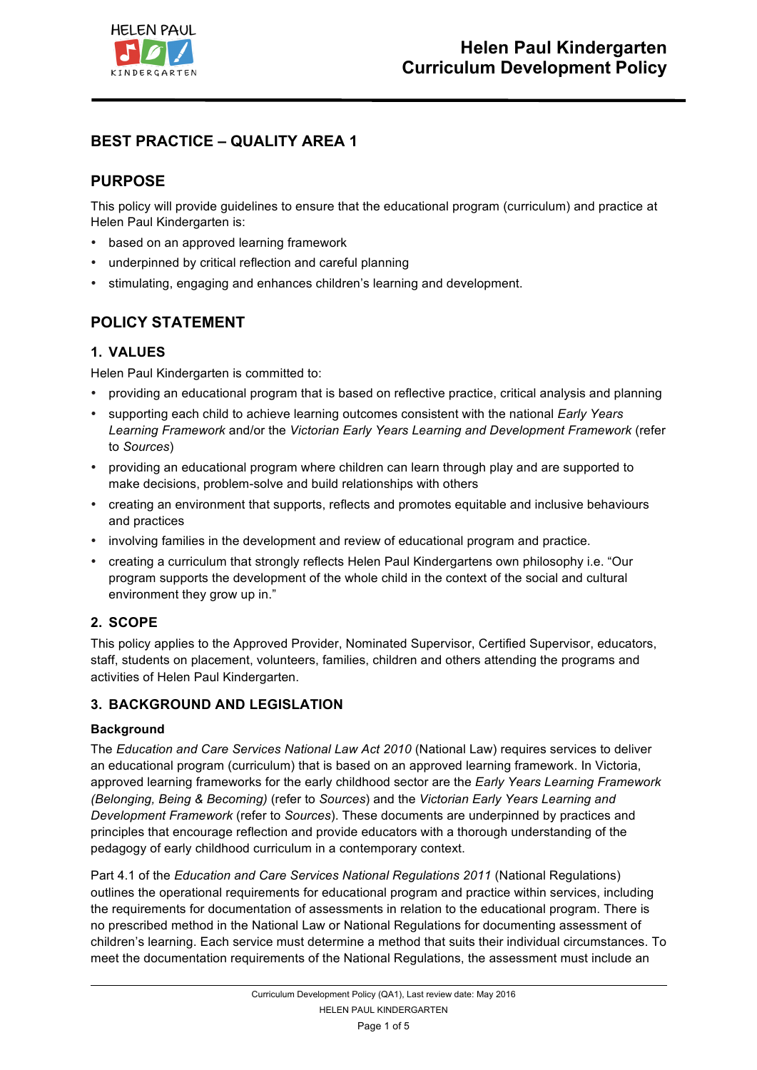# Helen Paul Kindergarten Curriculum Development Policy

## BEST PRACTICE – QUALITY AREA 1

## PURPOSE

This policy will provide guidelines to ensure that the educational program (curriculum) and practice at Helen Paul Kindergarten is:

- based on an approved learning framework
- underpinned by critical reflection and careful planning
- stimulating, engaging and enhances children's learning and development.

## POLICY STATEMENT

### 1. VALUES

Helen Paul Kindergarten is committed to:

- providing an educational program that is based on reflective practice, critical analysis and planning
- supporting each child to achieve learning outcomes consistent with the national *Early Years Learning Framework* and/or the *Victorian Early Years Learning and Development Framework* (refer to *Sources*)
- providing an educational program where children can learn through play and are supported to make decisions, problem-solve and build relationships with others
- creating an environment that supports, reflects and promotes equitable and inclusive behaviours and practices
- involving families in the development and review of educational program and practice.
- creating a curriculum that strongly reflects Helen Paul Kindergartens own philosophy i.e. "Our program supports the development of the whole child in the context of the social and cultural environment they grow up in."

### 2. SCOPE

This policy applies to the Approved Provider, Nominated Supervisor, Certified Supervisor, educators, staff, students on placement, volunteers, families, children and others attending the programs and activities of Helen Paul Kindergarten.

### 3. BACKGROUND AND LEGISLATION

**Background**

The *Education and Care Services National Law Act 2010* (National Law) requires services to deliver an educational program (curriculum) that is based on an approved learning framework. In Victoria, approved learning frameworks for the early childhood sector are the *Early Years Learning Framework (Belonging, Being & Becoming)* (refer to *Sources*) and the *Victorian Early Years Learning and Development Framework* (refer to *Sources*). These documents are underpinned by practices and principles that encourage reflection and provide educators with a thorough understanding of the pedagogy of early childhood curriculum in a contemporary context.

Part 4.1 of the *Education and Care Services National Regulations 2011* (National Regulations) outlines the operational requirements for educational program and practice within services, including the requirements for documentation of assessments in relation to the educational program. There is no prescribed method in the National Law or National Regulations for documenting assessment of children's learning. Each service must determine a method that suits their individual circumstances. To meet the documentation requirements of the National Regulations, the assessment must include an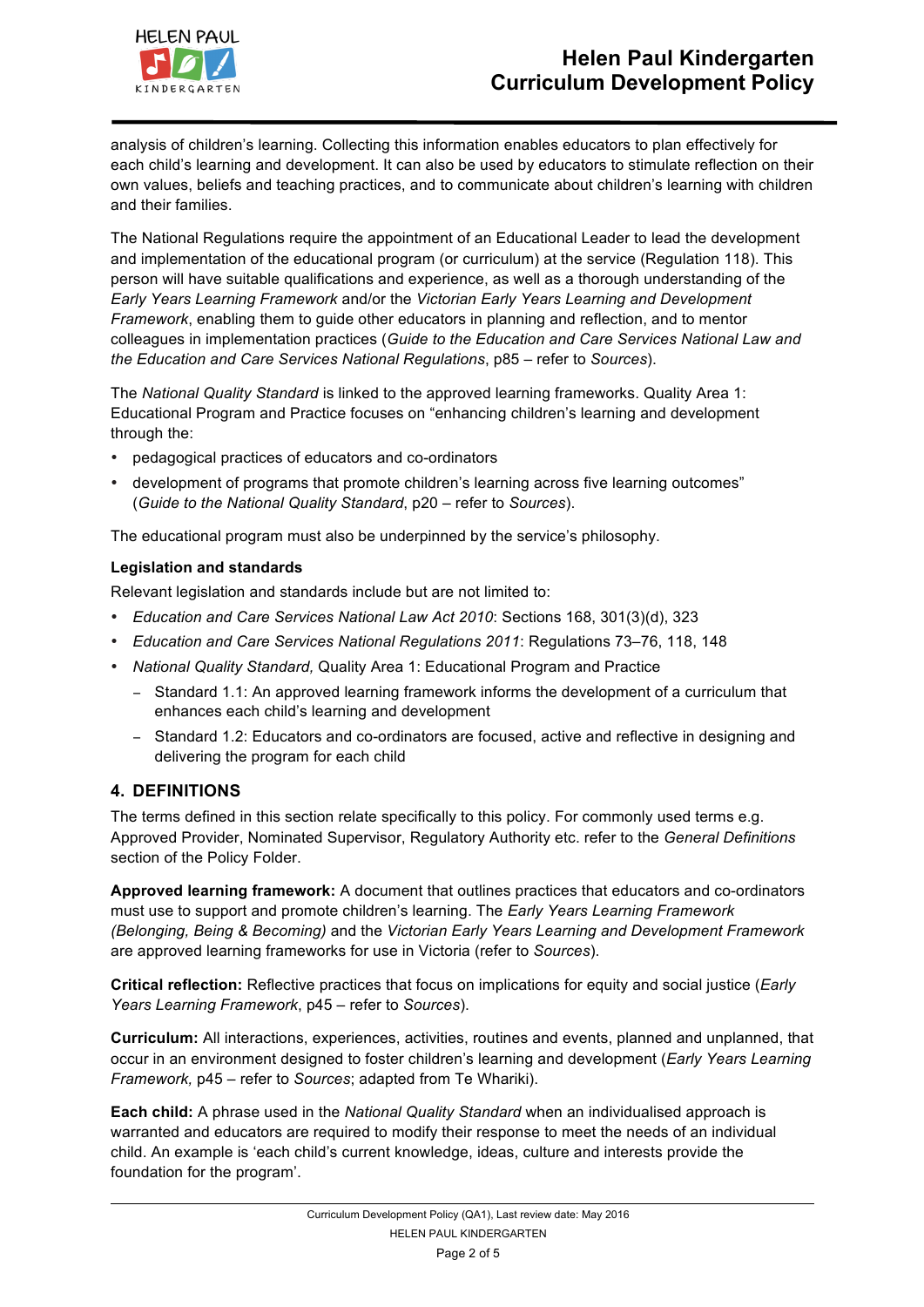analysis of children's learning. Collecting this information enables educators to plan effectively for each child's learning and development. It can also be used by educators to stimulate reflection on their own values, beliefs and teaching practices, and to communicate about children's learning with children and their families.

The National Regulations require the appointment of an Educational Leader to lead the development and implementation of the educational program (or curriculum) at the service (Regulation 118). This person will have suitable qualifications and experience, as well as a thorough understanding of the *Early Years Learning Framework* and/or the *Victorian Early Years Learning and Development Framework*, enabling them to guide other educators in planning and reflection, and to mentor colleagues in implementation practices (*Guide to the Education and Care Services National Law and the Education and Care Services National Regulations*, p85 – refer to *Sources*).

The *National Quality Standard* is linked to the approved learning frameworks. Quality Area 1: Educational Program and Practice focuses on "enhancing children's learning and development through the:

- pedagogical practices of educators and co-ordinators
- development of programs that promote children's learning across five learning outcomes" (*Guide to the National Quality Standard*, p20 – refer to *Sources*).

The educational program must also be underpinned by the service's philosophy.

**Legislation and standards**

Relevant legislation and standards include but are not limited to:

- *Education and Care Services National Law Act 2010*: Sections 168, 301(3)(d), 323
- *Education and Care Services National Regulations 2011*: Regulations 73–76, 118, 148
- *National Quality Standard,* Quality Area 1: Educational Program and Practice
  - Standard 1.1: An approved learning framework informs the development of a curriculum that enhances each child's learning and development
  - Standard 1.2: Educators and co-ordinators are focused, active and reflective in designing and delivering the program for each child

## 4. DEFINITIONS

The terms defined in this section relate specifically to this policy. For commonly used terms e.g. Approved Provider, Nominated Supervisor, Regulatory Authority etc. refer to the *General Definitions* section of the Policy Folder.

**Approved learning framework:** A document that outlines practices that educators and co-ordinators must use to support and promote children's learning. The *Early Years Learning Framework (Belonging, Being & Becoming)* and the *Victorian Early Years Learning and Development Framework* are approved learning frameworks for use in Victoria (refer to *Sources*).

**Critical reflection:** Reflective practices that focus on implications for equity and social justice (*Early Years Learning Framework*, p45 – refer to *Sources*).

**Curriculum:** All interactions, experiences, activities, routines and events, planned and unplanned, that occur in an environment designed to foster children's learning and development (*Early Years Learning Framework,* p45 – refer to *Sources*; adapted from Te Whariki).

**Each child:** A phrase used in the *National Quality Standard* when an individualised approach is warranted and educators are required to modify their response to meet the needs of an individual child. An example is 'each child's current knowledge, ideas, culture and interests provide the foundation for the program'.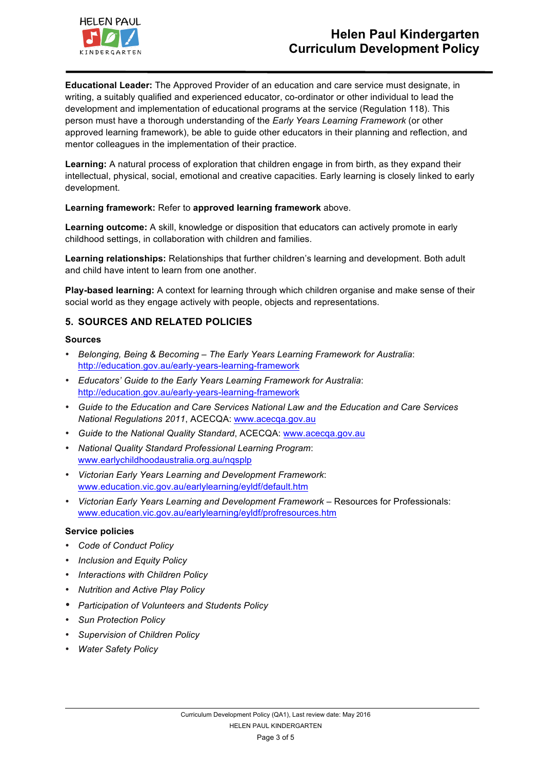**Educational Leader:** The Approved Provider of an education and care service must designate, in writing, a suitably qualified and experienced educator, co-ordinator or other individual to lead the development and implementation of educational programs at the service (Regulation 118). This person must have a thorough understanding of the *Early Years Learning Framework* (or other approved learning framework), be able to guide other educators in their planning and reflection, and mentor colleagues in the implementation of their practice.

**Learning:** A natural process of exploration that children engage in from birth, as they expand their intellectual, physical, social, emotional and creative capacities. Early learning is closely linked to early development.

**Learning framework:** Refer to **approved learning framework** above.

**Learning outcome:** A skill, knowledge or disposition that educators can actively promote in early childhood settings, in collaboration with children and families.

**Learning relationships:** Relationships that further children's learning and development. Both adult and child have intent to learn from one another.

**Play-based learning:** A context for learning through which children organise and make sense of their social world as they engage actively with people, objects and representations.

## 5. SOURCES AND RELATED POLICIES

### Sources

- *Belonging, Being & Becoming – The Early Years Learning Framework for Australia*: http://education.gov.au/early-years-learning-framework
- *Educators' Guide to the Early Years Learning Framework for Australia*: http://education.gov.au/early-years-learning-framework
- *Guide to the Education and Care Services National Law and the Education and Care Services National Regulations 2011*, ACECQA: www.acecqa.gov.au
- *Guide to the National Quality Standard*, ACECQA: www.acecqa.gov.au
- *National Quality Standard Professional Learning Program*: www.earlychildhoodaustralia.org.au/nqsplp
- *Victorian Early Years Learning and Development Framework*: www.education.vic.gov.au/earlylearning/eyldf/default.htm
- *Victorian Early Years Learning and Development Framework* – Resources for Professionals: www.education.vic.gov.au/earlylearning/eyldf/profresources.htm

### Service policies

- *Code of Conduct Policy*
- *Inclusion and Equity Policy*
- *Interactions with Children Policy*
- *Nutrition and Active Play Policy*
- *Participation of Volunteers and Students Policy*
- *Sun Protection Policy*
- *Supervision of Children Policy*
- *Water Safety Policy*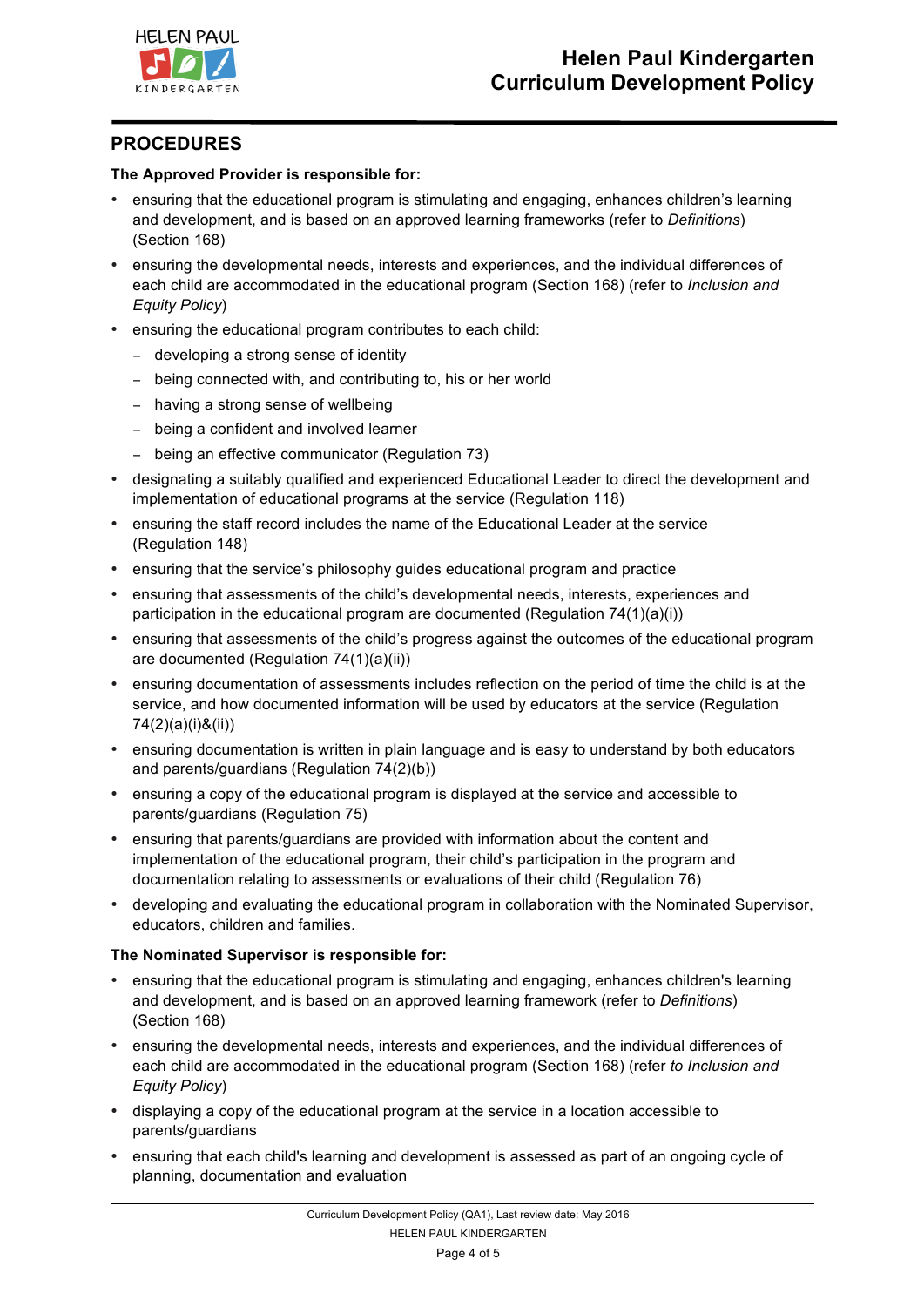## PROCEDURES

**The Approved Provider is responsible for:**

- ensuring that the educational program is stimulating and engaging, enhances children's learning and development, and is based on an approved learning frameworks (refer to *Definitions*) (Section 168)
- ensuring the developmental needs, interests and experiences, and the individual differences of each child are accommodated in the educational program (Section 168) (refer to *Inclusion and Equity Policy*)
- ensuring the educational program contributes to each child:
  - developing a strong sense of identity
  - being connected with, and contributing to, his or her world
  - having a strong sense of wellbeing
  - being a confident and involved learner
  - being an effective communicator (Regulation 73)
- designating a suitably qualified and experienced Educational Leader to direct the development and implementation of educational programs at the service (Regulation 118)
- ensuring the staff record includes the name of the Educational Leader at the service (Regulation 148)
- ensuring that the service's philosophy guides educational program and practice
- ensuring that assessments of the child's developmental needs, interests, experiences and participation in the educational program are documented (Regulation 74(1)(a)(i))
- ensuring that assessments of the child's progress against the outcomes of the educational program are documented (Regulation 74(1)(a)(ii))
- ensuring documentation of assessments includes reflection on the period of time the child is at the service, and how documented information will be used by educators at the service (Regulation 74(2)(a)(i)&(ii))
- ensuring documentation is written in plain language and is easy to understand by both educators and parents/guardians (Regulation 74(2)(b))
- ensuring a copy of the educational program is displayed at the service and accessible to parents/guardians (Regulation 75)
- ensuring that parents/guardians are provided with information about the content and implementation of the educational program, their child's participation in the program and documentation relating to assessments or evaluations of their child (Regulation 76)
- developing and evaluating the educational program in collaboration with the Nominated Supervisor, educators, children and families.

**The Nominated Supervisor is responsible for:**

- ensuring that the educational program is stimulating and engaging, enhances children's learning and development, and is based on an approved learning framework (refer to *Definitions*) (Section 168)
- ensuring the developmental needs, interests and experiences, and the individual differences of each child are accommodated in the educational program (Section 168) (refer *to Inclusion and Equity Policy*)
- displaying a copy of the educational program at the service in a location accessible to parents/guardians
- ensuring that each child's learning and development is assessed as part of an ongoing cycle of planning, documentation and evaluation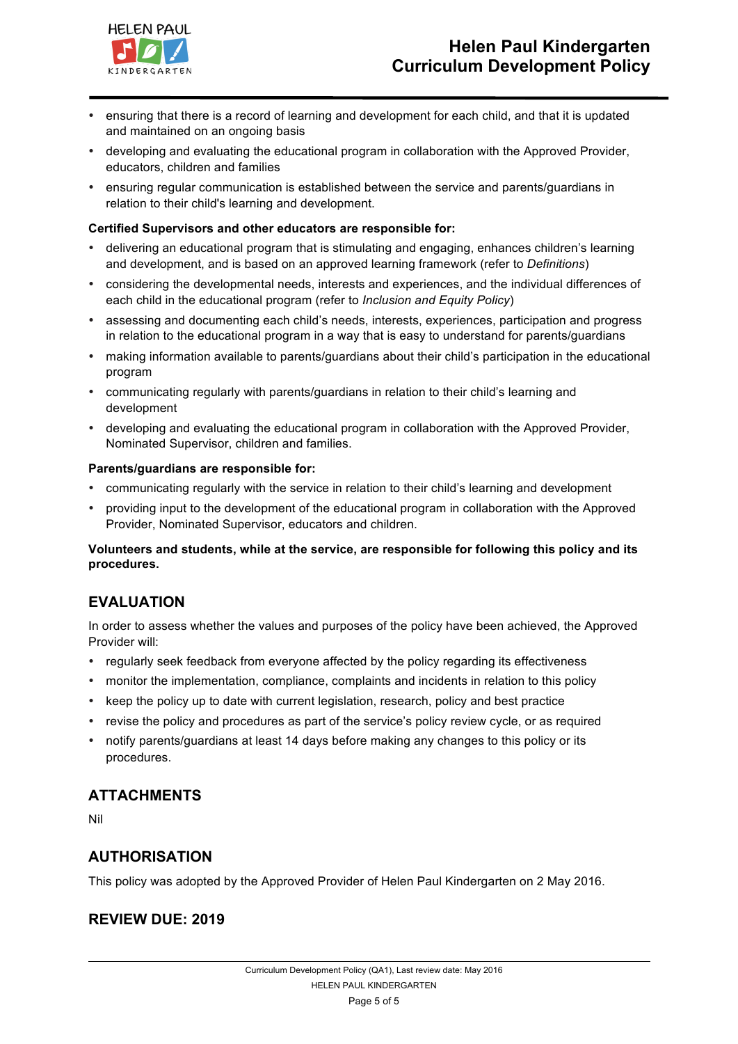- ensuring that there is a record of learning and development for each child, and that it is updated and maintained on an ongoing basis
- developing and evaluating the educational program in collaboration with the Approved Provider, educators, children and families
- ensuring regular communication is established between the service and parents/guardians in relation to their child's learning and development.

**Certified Supervisors and other educators are responsible for:**

- delivering an educational program that is stimulating and engaging, enhances children's learning and development, and is based on an approved learning framework (refer to *Definitions*)
- considering the developmental needs, interests and experiences, and the individual differences of each child in the educational program (refer to *Inclusion and Equity Policy*)
- assessing and documenting each child's needs, interests, experiences, participation and progress in relation to the educational program in a way that is easy to understand for parents/guardians
- making information available to parents/guardians about their child's participation in the educational program
- communicating regularly with parents/guardians in relation to their child's learning and development
- developing and evaluating the educational program in collaboration with the Approved Provider, Nominated Supervisor, children and families.

**Parents/guardians are responsible for:**

- communicating regularly with the service in relation to their child's learning and development
- providing input to the development of the educational program in collaboration with the Approved Provider, Nominated Supervisor, educators and children.

**Volunteers and students, while at the service, are responsible for following this policy and its procedures.**

## EVALUATION

In order to assess whether the values and purposes of the policy have been achieved, the Approved Provider will:

- regularly seek feedback from everyone affected by the policy regarding its effectiveness
- monitor the implementation, compliance, complaints and incidents in relation to this policy
- keep the policy up to date with current legislation, research, policy and best practice
- revise the policy and procedures as part of the service's policy review cycle, or as required
- notify parents/guardians at least 14 days before making any changes to this policy or its procedures.

## ATTACHMENTS

Nil

## AUTHORISATION

This policy was adopted by the Approved Provider of Helen Paul Kindergarten on 2 May 2016.

## REVIEW DUE: 2019